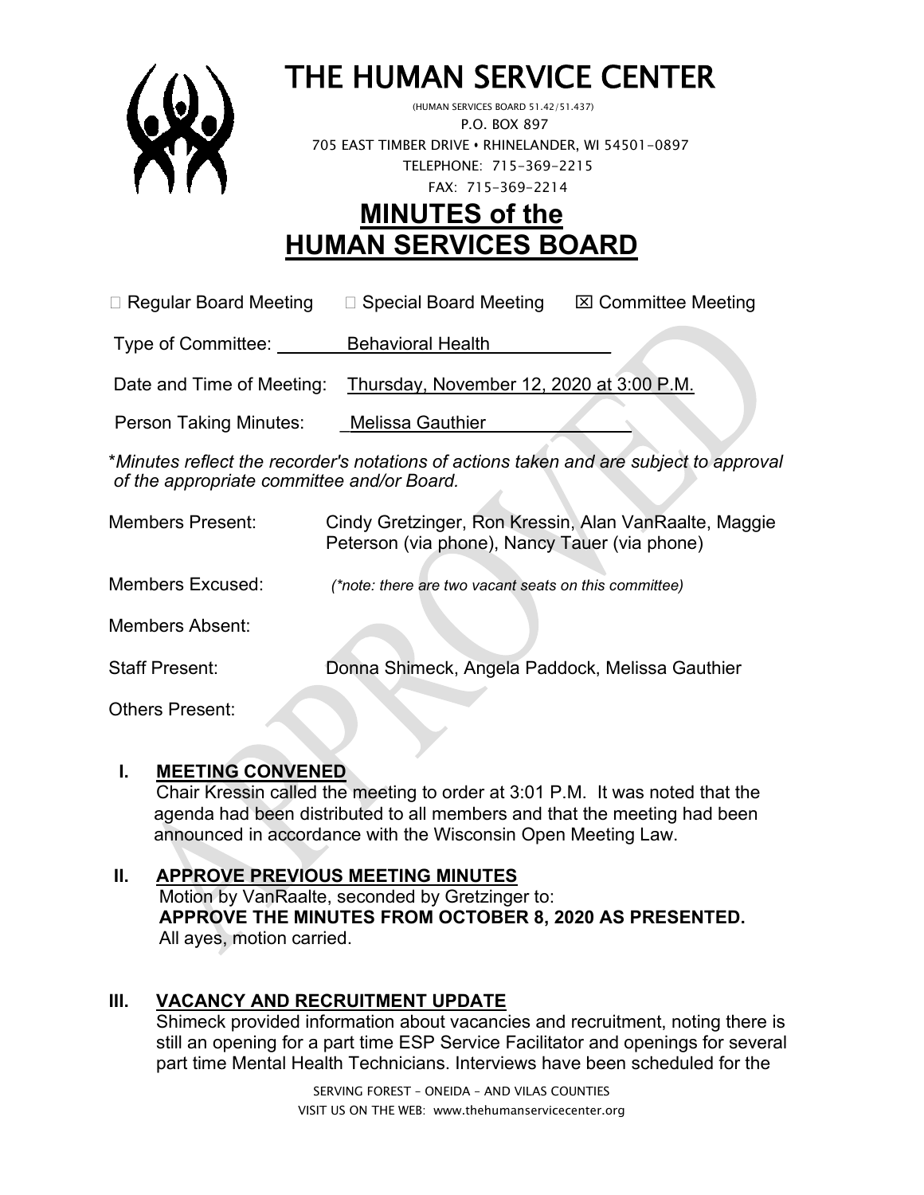# THE HUMAN SERVICE CENTER

(HUMAN SERVICES BOARD 51.42/51.437)
P.O. BOX 897
705 EAST TIMBER DRIVE • RHINELANDER, WI 54501-0897
TELEPHONE: 715-369-2215
FAX: 715-369-2214

# MINUTES of the HUMAN SERVICES BOARD

☐ Regular Board Meeting ☐ Special Board Meeting ☒ Committee Meeting

Type of Committee: Behavioral Health

Date and Time of Meeting: Thursday, November 12, 2020 at 3:00 P.M.

Person Taking Minutes: Melissa Gauthier

*\*Minutes reflect the recorder's notations of actions taken and are subject to approval of the appropriate committee and/or Board.*

Members Present: Cindy Gretzinger, Ron Kressin, Alan VanRaalte, Maggie Peterson (via phone), Nancy Tauer (via phone)

Members Excused: *(\*note: there are two vacant seats on this committee)*

Members Absent:

Staff Present: Donna Shimeck, Angela Paddock, Melissa Gauthier

Others Present:

## I. MEETING CONVENED

Chair Kressin called the meeting to order at 3:01 P.M. It was noted that the agenda had been distributed to all members and that the meeting had been announced in accordance with the Wisconsin Open Meeting Law.

## II. APPROVE PREVIOUS MEETING MINUTES

Motion by VanRaalte, seconded by Gretzinger to:
**APPROVE THE MINUTES FROM OCTOBER 8, 2020 AS PRESENTED.**
All ayes, motion carried.

## III. VACANCY AND RECRUITMENT UPDATE

Shimeck provided information about vacancies and recruitment, noting there is still an opening for a part time ESP Service Facilitator and openings for several part time Mental Health Technicians. Interviews have been scheduled for the

SERVING FOREST – ONEIDA – AND VILAS COUNTIES
VISIT US ON THE WEB: www.thehumanservicecenter.org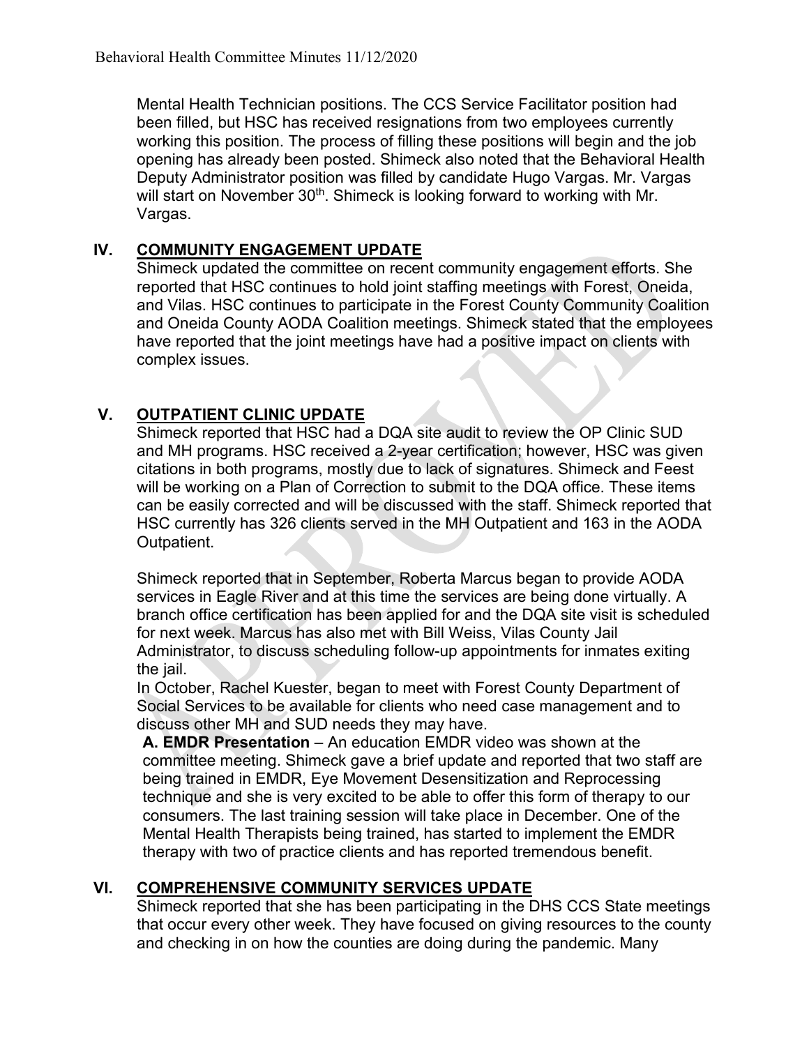Mental Health Technician positions. The CCS Service Facilitator position had been filled, but HSC has received resignations from two employees currently working this position. The process of filling these positions will begin and the job opening has already been posted. Shimeck also noted that the Behavioral Health Deputy Administrator position was filled by candidate Hugo Vargas. Mr. Vargas will start on November 30th. Shimeck is looking forward to working with Mr. Vargas.

## IV. COMMUNITY ENGAGEMENT UPDATE

Shimeck updated the committee on recent community engagement efforts. She reported that HSC continues to hold joint staffing meetings with Forest, Oneida, and Vilas. HSC continues to participate in the Forest County Community Coalition and Oneida County AODA Coalition meetings. Shimeck stated that the employees have reported that the joint meetings have had a positive impact on clients with complex issues.

## V. OUTPATIENT CLINIC UPDATE

Shimeck reported that HSC had a DQA site audit to review the OP Clinic SUD and MH programs. HSC received a 2-year certification; however, HSC was given citations in both programs, mostly due to lack of signatures. Shimeck and Feest will be working on a Plan of Correction to submit to the DQA office. These items can be easily corrected and will be discussed with the staff. Shimeck reported that HSC currently has 326 clients served in the MH Outpatient and 163 in the AODA Outpatient.

Shimeck reported that in September, Roberta Marcus began to provide AODA services in Eagle River and at this time the services are being done virtually. A branch office certification has been applied for and the DQA site visit is scheduled for next week. Marcus has also met with Bill Weiss, Vilas County Jail Administrator, to discuss scheduling follow-up appointments for inmates exiting the jail.

In October, Rachel Kuester, began to meet with Forest County Department of Social Services to be available for clients who need case management and to discuss other MH and SUD needs they may have.

**A. EMDR Presentation** – An education EMDR video was shown at the committee meeting. Shimeck gave a brief update and reported that two staff are being trained in EMDR, Eye Movement Desensitization and Reprocessing technique and she is very excited to be able to offer this form of therapy to our consumers. The last training session will take place in December. One of the Mental Health Therapists being trained, has started to implement the EMDR therapy with two of practice clients and has reported tremendous benefit.

## VI. COMPREHENSIVE COMMUNITY SERVICES UPDATE

Shimeck reported that she has been participating in the DHS CCS State meetings that occur every other week. They have focused on giving resources to the county and checking in on how the counties are doing during the pandemic. Many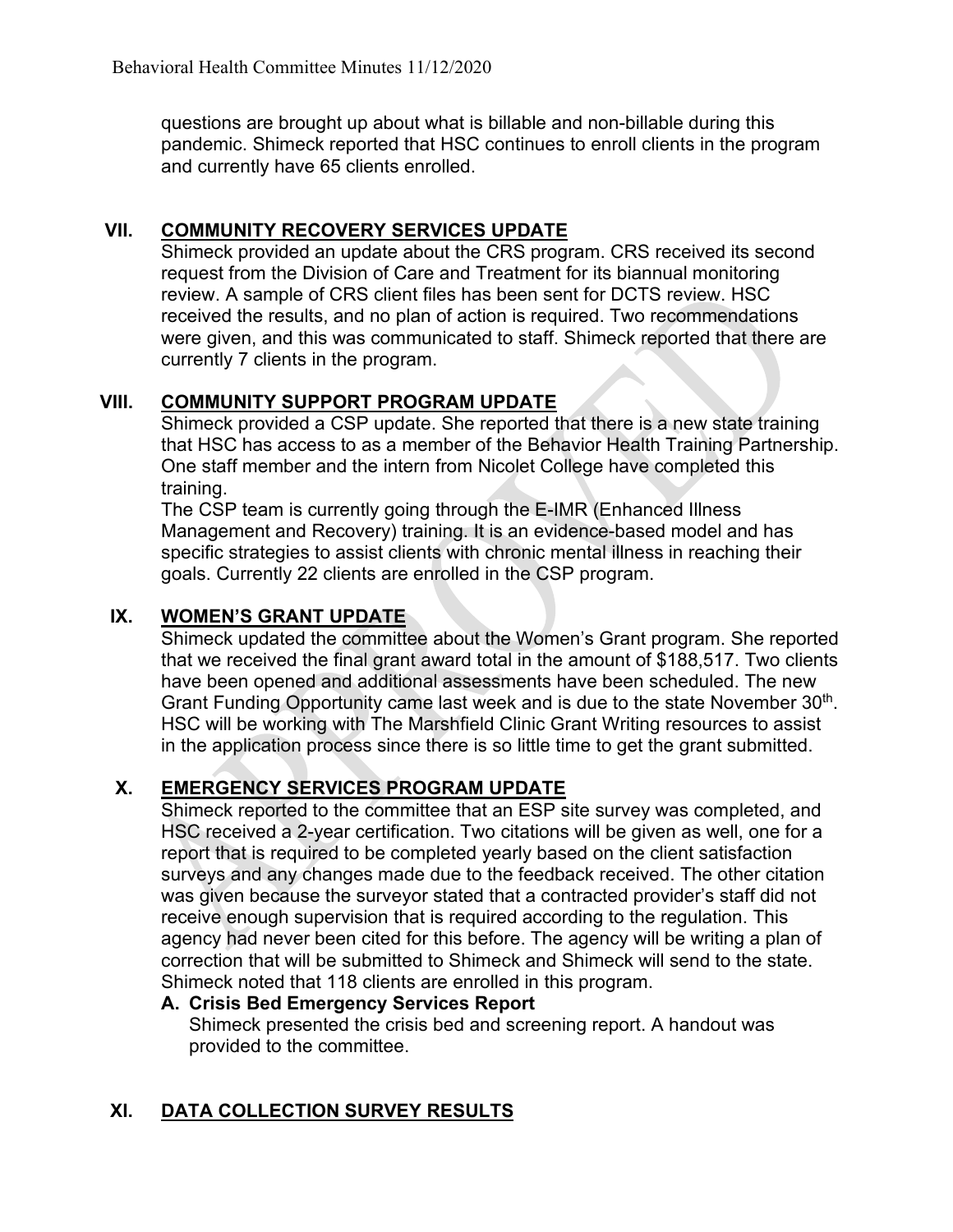questions are brought up about what is billable and non-billable during this pandemic. Shimeck reported that HSC continues to enroll clients in the program and currently have 65 clients enrolled.

## VII. COMMUNITY RECOVERY SERVICES UPDATE

Shimeck provided an update about the CRS program. CRS received its second request from the Division of Care and Treatment for its biannual monitoring review. A sample of CRS client files has been sent for DCTS review. HSC received the results, and no plan of action is required. Two recommendations were given, and this was communicated to staff. Shimeck reported that there are currently 7 clients in the program.

## VIII. COMMUNITY SUPPORT PROGRAM UPDATE

Shimeck provided a CSP update. She reported that there is a new state training that HSC has access to as a member of the Behavior Health Training Partnership. One staff member and the intern from Nicolet College have completed this training.

The CSP team is currently going through the E-IMR (Enhanced Illness Management and Recovery) training. It is an evidence-based model and has specific strategies to assist clients with chronic mental illness in reaching their goals. Currently 22 clients are enrolled in the CSP program.

## IX. WOMEN'S GRANT UPDATE

Shimeck updated the committee about the Women's Grant program. She reported that we received the final grant award total in the amount of $188,517. Two clients have been opened and additional assessments have been scheduled. The new Grant Funding Opportunity came last week and is due to the state November 30th. HSC will be working with The Marshfield Clinic Grant Writing resources to assist in the application process since there is so little time to get the grant submitted.

## X. EMERGENCY SERVICES PROGRAM UPDATE

Shimeck reported to the committee that an ESP site survey was completed, and HSC received a 2-year certification. Two citations will be given as well, one for a report that is required to be completed yearly based on the client satisfaction surveys and any changes made due to the feedback received. The other citation was given because the surveyor stated that a contracted provider's staff did not receive enough supervision that is required according to the regulation. This agency had never been cited for this before. The agency will be writing a plan of correction that will be submitted to Shimeck and Shimeck will send to the state. Shimeck noted that 118 clients are enrolled in this program.

### A. Crisis Bed Emergency Services Report

Shimeck presented the crisis bed and screening report. A handout was provided to the committee.

## XI. DATA COLLECTION SURVEY RESULTS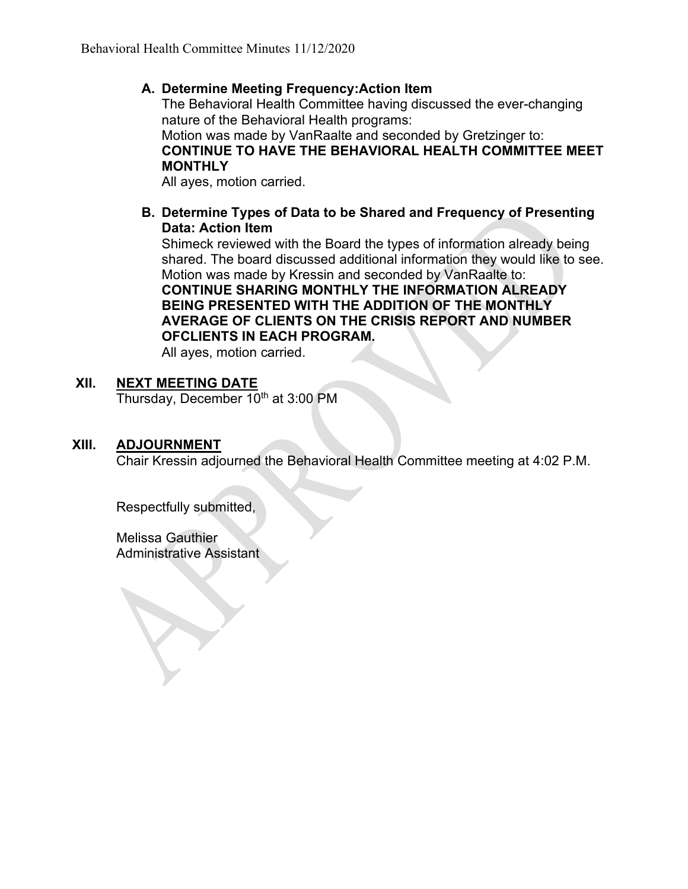### A. Determine Meeting Frequency:Action Item

The Behavioral Health Committee having discussed the ever-changing nature of the Behavioral Health programs:
Motion was made by VanRaalte and seconded by Gretzinger to:
**CONTINUE TO HAVE THE BEHAVIORAL HEALTH COMMITTEE MEET MONTHLY**
All ayes, motion carried.

### B. Determine Types of Data to be Shared and Frequency of Presenting Data: Action Item

Shimeck reviewed with the Board the types of information already being shared. The board discussed additional information they would like to see.
Motion was made by Kressin and seconded by VanRaalte to:
**CONTINUE SHARING MONTHLY THE INFORMATION ALREADY BEING PRESENTED WITH THE ADDITION OF THE MONTHLY AVERAGE OF CLIENTS ON THE CRISIS REPORT AND NUMBER OFCLIENTS IN EACH PROGRAM.**
All ayes, motion carried.

## XII. NEXT MEETING DATE

Thursday, December 10th at 3:00 PM

## XIII. ADJOURNMENT

Chair Kressin adjourned the Behavioral Health Committee meeting at 4:02 P.M.

Respectfully submitted,

Melissa Gauthier
Administrative Assistant